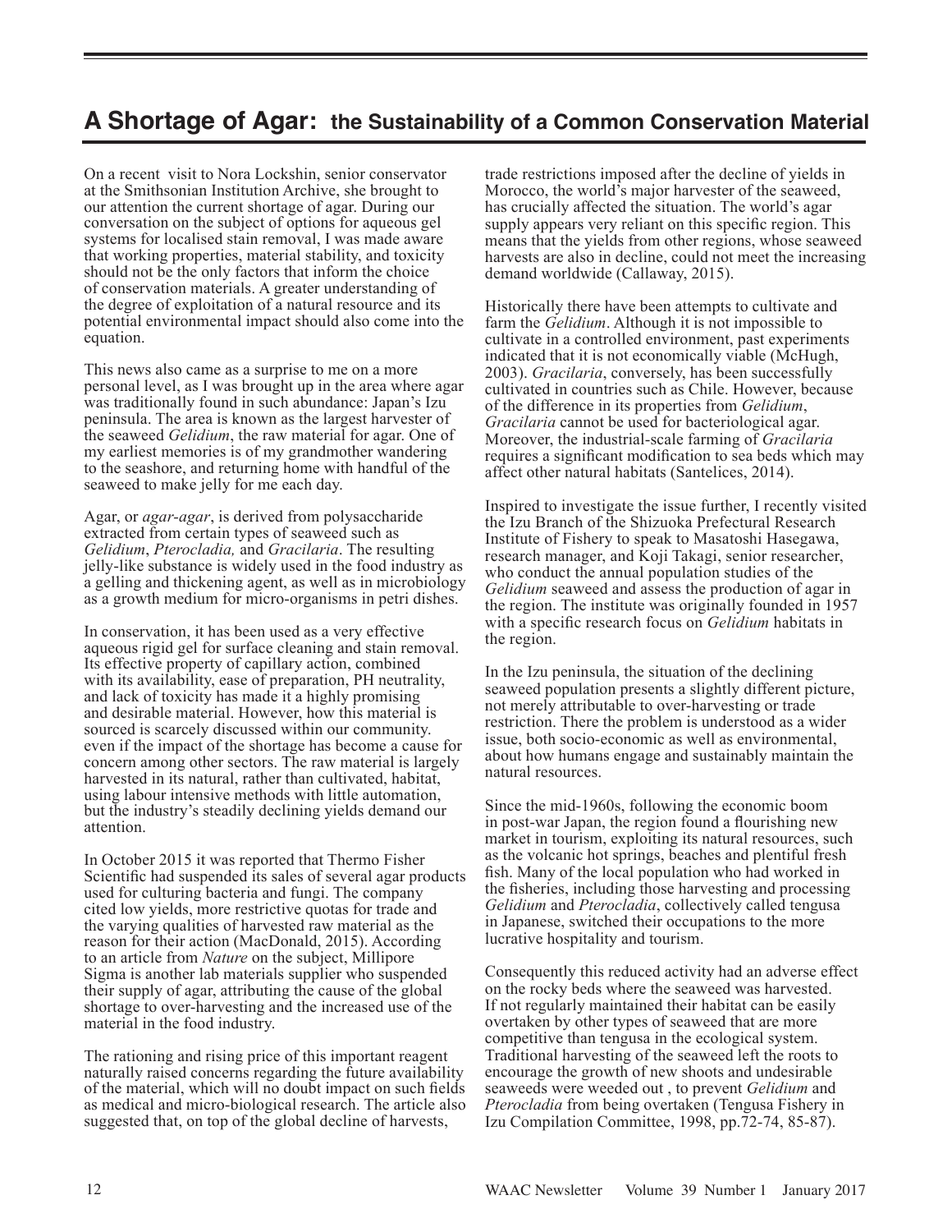# A Shortage of Agar: the Sustainability of a Common Conservation Material

On a recent visit to Nora Lockshin, senior conservator at the Smithsonian Institution Archive, she brought to our attention the current shortage of agar. During our conversation on the subject of options for aqueous gel systems for localised stain removal, I was made aware that working properties, material stability, and toxicity should not be the only factors that inform the choice of conservation materials. A greater understanding of the degree of exploitation of a natural resource and its potential environmental impact should also come into the equation.

This news also came as a surprise to me on a more personal level, as I was brought up in the area where agar was traditionally found in such abundance: Japan's Izu peninsula. The area is known as the largest harvester of the seaweed *Gelidium*, the raw material for agar. One of my earliest memories is of my grandmother wandering to the seashore, and returning home with handful of the seaweed to make jelly for me each day.

Agar, or *agar-agar*, is derived from polysaccharide extracted from certain types of seaweed such as *Gelidium*, *Pterocladia,* and *Gracilaria*. The resulting jelly-like substance is widely used in the food industry as a gelling and thickening agent, as well as in microbiology as a growth medium for micro-organisms in petri dishes.

In conservation, it has been used as a very effective aqueous rigid gel for surface cleaning and stain removal. Its effective property of capillary action, combined with its availability, ease of preparation, PH neutrality, and lack of toxicity has made it a highly promising and desirable material. However, how this material is sourced is scarcely discussed within our community. even if the impact of the shortage has become a cause for concern among other sectors. The raw material is largely harvested in its natural, rather than cultivated, habitat, using labour intensive methods with little automation, but the industry's steadily declining yields demand our attention.

In October 2015 it was reported that Thermo Fisher Scientific had suspended its sales of several agar products used for culturing bacteria and fungi. The company cited low yields, more restrictive quotas for trade and the varying qualities of harvested raw material as the reason for their action (MacDonald, 2015). According to an article from *Nature* on the subject, Millipore Sigma is another lab materials supplier who suspended their supply of agar, attributing the cause of the global shortage to over-harvesting and the increased use of the material in the food industry.

The rationing and rising price of this important reagent naturally raised concerns regarding the future availability of the material, which will no doubt impact on such fields as medical and micro-biological research. The article also suggested that, on top of the global decline of harvests, trade restrictions imposed after the decline of yields in Morocco, the world's major harvester of the seaweed, has crucially affected the situation. The world's agar supply appears very reliant on this specific region. This means that the yields from other regions, whose seaweed harvests are also in decline, could not meet the increasing demand worldwide (Callaway, 2015).

Historically there have been attempts to cultivate and farm the *Gelidium*. Although it is not impossible to cultivate in a controlled environment, past experiments indicated that it is not economically viable (McHugh, 2003). *Gracilaria*, conversely, has been successfully cultivated in countries such as Chile. However, because of the difference in its properties from *Gelidium*, *Gracilaria* cannot be used for bacteriological agar. Moreover, the industrial-scale farming of *Gracilaria* requires a significant modification to sea beds which may affect other natural habitats (Santelices, 2014).

Inspired to investigate the issue further, I recently visited the Izu Branch of the Shizuoka Prefectural Research Institute of Fishery to speak to Masatoshi Hasegawa, research manager, and Koji Takagi, senior researcher, who conduct the annual population studies of the *Gelidium* seaweed and assess the production of agar in the region. The institute was originally founded in 1957 with a specific research focus on *Gelidium* habitats in the region.

In the Izu peninsula, the situation of the declining seaweed population presents a slightly different picture, not merely attributable to over-harvesting or trade restriction. There the problem is understood as a wider issue, both socio-economic as well as environmental, about how humans engage and sustainably maintain the natural resources.

Since the mid-1960s, following the economic boom in post-war Japan, the region found a flourishing new market in tourism, exploiting its natural resources, such as the volcanic hot springs, beaches and plentiful fresh fish. Many of the local population who had worked in the fisheries, including those harvesting and processing *Gelidium* and *Pterocladia*, collectively called tengusa in Japanese, switched their occupations to the more lucrative hospitality and tourism.

Consequently this reduced activity had an adverse effect on the rocky beds where the seaweed was harvested. If not regularly maintained their habitat can be easily overtaken by other types of seaweed that are more competitive than tengusa in the ecological system. Traditional harvesting of the seaweed left the roots to encourage the growth of new shoots and undesirable seaweeds were weeded out , to prevent *Gelidium* and *Pterocladia* from being overtaken (Tengusa Fishery in Izu Compilation Committee, 1998, pp.72-74, 85-87).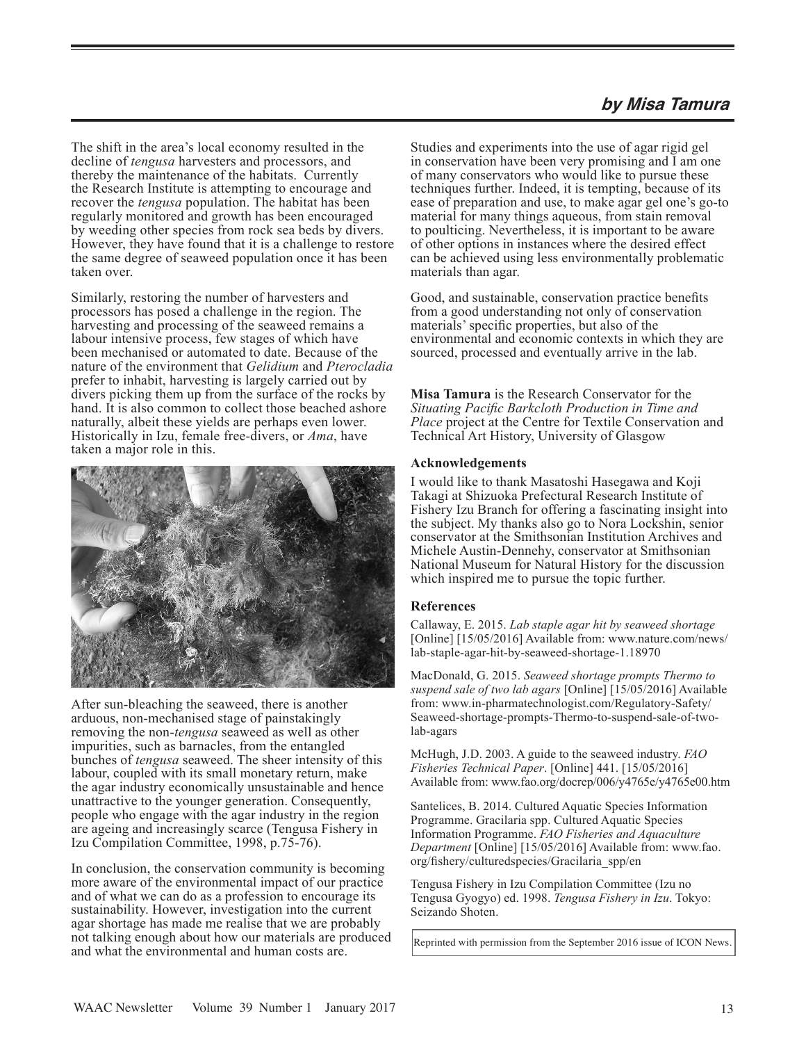**by Misa Tamura**

The shift in the area's local economy resulted in the decline of *tengusa* harvesters and processors, and thereby the maintenance of the habitats. Currently the Research Institute is attempting to encourage and recover the *tengusa* population. The habitat has been regularly monitored and growth has been encouraged by weeding other species from rock sea beds by divers. However, they have found that it is a challenge to restore the same degree of seaweed population once it has been taken over.

Similarly, restoring the number of harvesters and processors has posed a challenge in the region. The harvesting and processing of the seaweed remains a labour intensive process, few stages of which have been mechanised or automated to date. Because of the nature of the environment that *Gelidium* and *Pterocladia* prefer to inhabit, harvesting is largely carried out by divers picking them up from the surface of the rocks by hand. It is also common to collect those beached ashore naturally, albeit these yields are perhaps even lower. Historically in Izu, female free-divers, or *Ama*, have taken a major role in this.

After sun-bleaching the seaweed, there is another arduous, non-mechanised stage of painstakingly removing the non-*tengusa* seaweed as well as other impurities, such as barnacles, from the entangled bunches of *tengusa* seaweed. The sheer intensity of this labour, coupled with its small monetary return, make the agar industry economically unsustainable and hence unattractive to the younger generation. Consequently, people who engage with the agar industry in the region are ageing and increasingly scarce (Tengusa Fishery in Izu Compilation Committee, 1998, p.75-76).

In conclusion, the conservation community is becoming more aware of the environmental impact of our practice and of what we can do as a profession to encourage its sustainability. However, investigation into the current agar shortage has made me realise that we are probably not talking enough about how our materials are produced and what the environmental and human costs are.

Studies and experiments into the use of agar rigid gel in conservation have been very promising and I am one of many conservators who would like to pursue these techniques further. Indeed, it is tempting, because of its ease of preparation and use, to make agar gel one's go-to material for many things aqueous, from stain removal to poulticing. Nevertheless, it is important to be aware of other options in instances where the desired effect can be achieved using less environmentally problematic materials than agar.

Good, and sustainable, conservation practice benefits from a good understanding not only of conservation materials' specific properties, but also of the environmental and economic contexts in which they are sourced, processed and eventually arrive in the lab.

**Misa Tamura** is the Research Conservator for the *Situating Pacific Barkcloth Production in Time and Place* project at the Centre for Textile Conservation and Technical Art History, University of Glasgow

**Acknowledgements**

I would like to thank Masatoshi Hasegawa and Koji Takagi at Shizuoka Prefectural Research Institute of Fishery Izu Branch for offering a fascinating insight into the subject. My thanks also go to Nora Lockshin, senior conservator at the Smithsonian Institution Archives and Michele Austin-Dennehy, conservator at Smithsonian National Museum for Natural History for the discussion which inspired me to pursue the topic further.

**References**

Callaway, E. 2015. *Lab staple agar hit by seaweed shortage* [Online] [15/05/2016] Available from: www.nature.com/news/lab-staple-agar-hit-by-seaweed-shortage-1.18970

MacDonald, G. 2015. *Seaweed shortage prompts Thermo to suspend sale of two lab agars* [Online] [15/05/2016] Available from: www.in-pharmatechnologist.com/Regulatory-Safety/Seaweed-shortage-prompts-Thermo-to-suspend-sale-of-two-lab-agars

McHugh, J.D. 2003. A guide to the seaweed industry. *FAO Fisheries Technical Paper*. [Online] 441. [15/05/2016] Available from: www.fao.org/docrep/006/y4765e/y4765e00.htm

Santelices, B. 2014. Cultured Aquatic Species Information Programme. Gracilaria spp. Cultured Aquatic Species Information Programme. *FAO Fisheries and Aquaculture Department* [Online] [15/05/2016] Available from: www.fao.org/fishery/culturedspecies/Gracilaria_spp/en

Tengusa Fishery in Izu Compilation Committee (Izu no Tengusa Gyogyo) ed. 1998. *Tengusa Fishery in Izu*. Tokyo: Seizando Shoten.

Reprinted with permission from the September 2016 issue of ICON News.